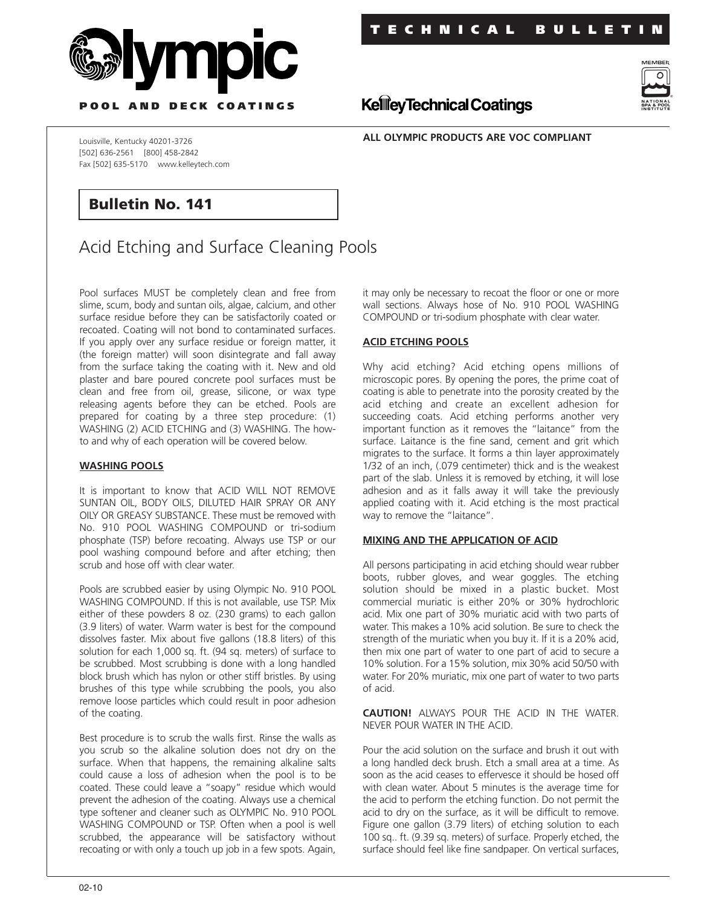# Olympic

**POOL AND DECK COATINGS**

**TECHNICAL BULLETIN**

**KelleyTechnicalCoatings**

Louisville, Kentucky 40201-3726
[502] 636-2561 [800] 458-2842
Fax [502] 635-5170 www.kelleytech.com

**ALL OLYMPIC PRODUCTS ARE VOC COMPLIANT**

## Bulletin No. 141

# Acid Etching and Surface Cleaning Pools

Pool surfaces MUST be completely clean and free from slime, scum, body and suntan oils, algae, calcium, and other surface residue before they can be satisfactorily coated or recoated. Coating will not bond to contaminated surfaces. If you apply over any surface residue or foreign matter, it (the foreign matter) will soon disintegrate and fall away from the surface taking the coating with it. New and old plaster and bare poured concrete pool surfaces must be clean and free from oil, grease, silicone, or wax type releasing agents before they can be etched. Pools are prepared for coating by a three step procedure: (1) WASHING (2) ACID ETCHING and (3) WASHING. The how-to and why of each operation will be covered below.

### WASHING POOLS

It is important to know that ACID WILL NOT REMOVE SUNTAN OIL, BODY OILS, DILUTED HAIR SPRAY OR ANY OILY OR GREASY SUBSTANCE. These must be removed with No. 910 POOL WASHING COMPOUND or tri-sodium phosphate (TSP) before recoating. Always use TSP or our pool washing compound before and after etching; then scrub and hose off with clear water.

Pools are scrubbed easier by using Olympic No. 910 POOL WASHING COMPOUND. If this is not available, use TSP. Mix either of these powders 8 oz. (230 grams) to each gallon (3.9 liters) of water. Warm water is best for the compound dissolves faster. Mix about five gallons (18.8 liters) of this solution for each 1,000 sq. ft. (94 sq. meters) of surface to be scrubbed. Most scrubbing is done with a long handled block brush which has nylon or other stiff bristles. By using brushes of this type while scrubbing the pools, you also remove loose particles which could result in poor adhesion of the coating.

Best procedure is to scrub the walls first. Rinse the walls as you scrub so the alkaline solution does not dry on the surface. When that happens, the remaining alkaline salts could cause a loss of adhesion when the pool is to be coated. These could leave a "soapy" residue which would prevent the adhesion of the coating. Always use a chemical type softener and cleaner such as OLYMPIC No. 910 POOL WASHING COMPOUND or TSP. Often when a pool is well scrubbed, the appearance will be satisfactory without recoating or with only a touch up job in a few spots. Again, it may only be necessary to recoat the floor or one or more wall sections. Always hose of No. 910 POOL WASHING COMPOUND or tri-sodium phosphate with clear water.

### ACID ETCHING POOLS

Why acid etching? Acid etching opens millions of microscopic pores. By opening the pores, the prime coat of coating is able to penetrate into the porosity created by the acid etching and create an excellent adhesion for succeeding coats. Acid etching performs another very important function as it removes the "laitance" from the surface. Laitance is the fine sand, cement and grit which migrates to the surface. It forms a thin layer approximately 1/32 of an inch, (.079 centimeter) thick and is the weakest part of the slab. Unless it is removed by etching, it will lose adhesion and as it falls away it will take the previously applied coating with it. Acid etching is the most practical way to remove the "laitance".

### MIXING AND THE APPLICATION OF ACID

All persons participating in acid etching should wear rubber boots, rubber gloves, and wear goggles. The etching solution should be mixed in a plastic bucket. Most commercial muriatic is either 20% or 30% hydrochloric acid. Mix one part of 30% muriatic acid with two parts of water. This makes a 10% acid solution. Be sure to check the strength of the muriatic when you buy it. If it is a 20% acid, then mix one part of water to one part of acid to secure a 10% solution. For a 15% solution, mix 30% acid 50/50 with water. For 20% muriatic, mix one part of water to two parts of acid.

**CAUTION!** ALWAYS POUR THE ACID IN THE WATER. NEVER POUR WATER IN THE ACID.

Pour the acid solution on the surface and brush it out with a long handled deck brush. Etch a small area at a time. As soon as the acid ceases to effervesce it should be hosed off with clean water. About 5 minutes is the average time for the acid to perform the etching function. Do not permit the acid to dry on the surface, as it will be difficult to remove. Figure one gallon (3.79 liters) of etching solution to each 100 sq.. ft. (9.39 sq. meters) of surface. Properly etched, the surface should feel like fine sandpaper. On vertical surfaces,

02-10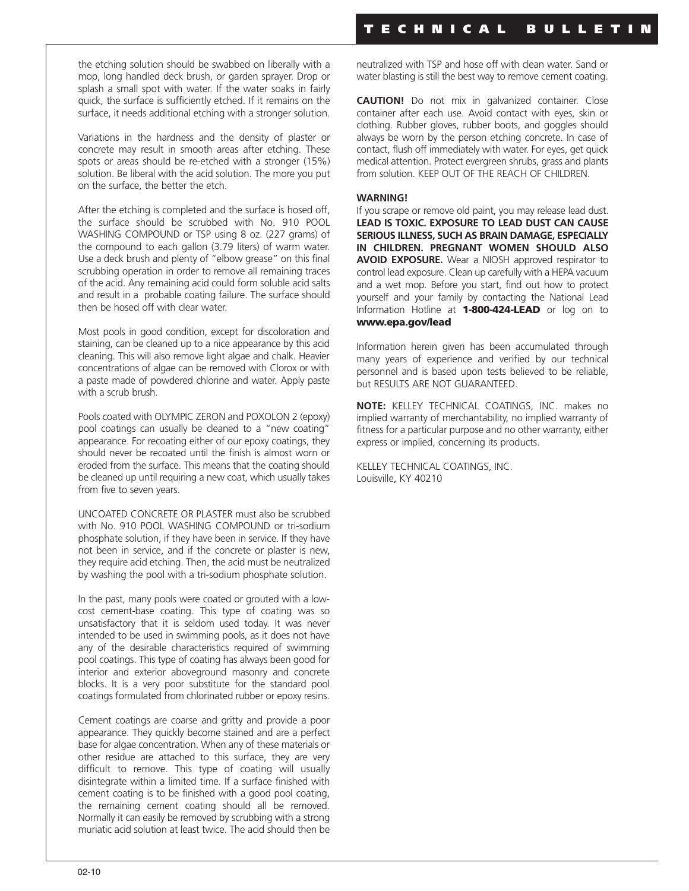the etching solution should be swabbed on liberally with a mop, long handled deck brush, or garden sprayer. Drop or splash a small spot with water. If the water soaks in fairly quick, the surface is sufficiently etched. If it remains on the surface, it needs additional etching with a stronger solution.

Variations in the hardness and the density of plaster or concrete may result in smooth areas after etching. These spots or areas should be re-etched with a stronger (15%) solution. Be liberal with the acid solution. The more you put on the surface, the better the etch.

After the etching is completed and the surface is hosed off, the surface should be scrubbed with No. 910 POOL WASHING COMPOUND or TSP using 8 oz. (227 grams) of the compound to each gallon (3.79 liters) of warm water. Use a deck brush and plenty of "elbow grease" on this final scrubbing operation in order to remove all remaining traces of the acid. Any remaining acid could form soluble acid salts and result in a probable coating failure. The surface should then be hosed off with clear water.

Most pools in good condition, except for discoloration and staining, can be cleaned up to a nice appearance by this acid cleaning. This will also remove light algae and chalk. Heavier concentrations of algae can be removed with Clorox or with a paste made of powdered chlorine and water. Apply paste with a scrub brush.

Pools coated with OLYMPIC ZERON and POXOLON 2 (epoxy) pool coatings can usually be cleaned to a "new coating" appearance. For recoating either of our epoxy coatings, they should never be recoated until the finish is almost worn or eroded from the surface. This means that the coating should be cleaned up until requiring a new coat, which usually takes from five to seven years.

UNCOATED CONCRETE OR PLASTER must also be scrubbed with No. 910 POOL WASHING COMPOUND or tri-sodium phosphate solution, if they have been in service. If they have not been in service, and if the concrete or plaster is new, they require acid etching. Then, the acid must be neutralized by washing the pool with a tri-sodium phosphate solution.

In the past, many pools were coated or grouted with a low-cost cement-base coating. This type of coating was so unsatisfactory that it is seldom used today. It was never intended to be used in swimming pools, as it does not have any of the desirable characteristics required of swimming pool coatings. This type of coating has always been good for interior and exterior aboveground masonry and concrete blocks. It is a very poor substitute for the standard pool coatings formulated from chlorinated rubber or epoxy resins.

Cement coatings are coarse and gritty and provide a poor appearance. They quickly become stained and are a perfect base for algae concentration. When any of these materials or other residue are attached to this surface, they are very difficult to remove. This type of coating will usually disintegrate within a limited time. If a surface finished with cement coating is to be finished with a good pool coating, the remaining cement coating should all be removed. Normally it can easily be removed by scrubbing with a strong muriatic acid solution at least twice. The acid should then be neutralized with TSP and hose off with clean water. Sand or water blasting is still the best way to remove cement coating.

**CAUTION!** Do not mix in galvanized container. Close container after each use. Avoid contact with eyes, skin or clothing. Rubber gloves, rubber boots, and goggles should always be worn by the person etching concrete. In case of contact, flush off immediately with water. For eyes, get quick medical attention. Protect evergreen shrubs, grass and plants from solution. KEEP OUT OF THE REACH OF CHILDREN.

**WARNING!**

If you scrape or remove old paint, you may release lead dust. **LEAD IS TOXIC. EXPOSURE TO LEAD DUST CAN CAUSE SERIOUS ILLNESS, SUCH AS BRAIN DAMAGE, ESPECIALLY IN CHILDREN. PREGNANT WOMEN SHOULD ALSO AVOID EXPOSURE.** Wear a NIOSH approved respirator to control lead exposure. Clean up carefully with a HEPA vacuum and a wet mop. Before you start, find out how to protect yourself and your family by contacting the National Lead Information Hotline at **1-800-424-LEAD** or log on to **www.epa.gov/lead**

Information herein given has been accumulated through many years of experience and verified by our technical personnel and is based upon tests believed to be reliable, but RESULTS ARE NOT GUARANTEED.

**NOTE:** KELLEY TECHNICAL COATINGS, INC. makes no implied warranty of merchantability, no implied warranty of fitness for a particular purpose and no other warranty, either express or implied, concerning its products.

KELLEY TECHNICAL COATINGS, INC.
Louisville, KY 40210

02-10